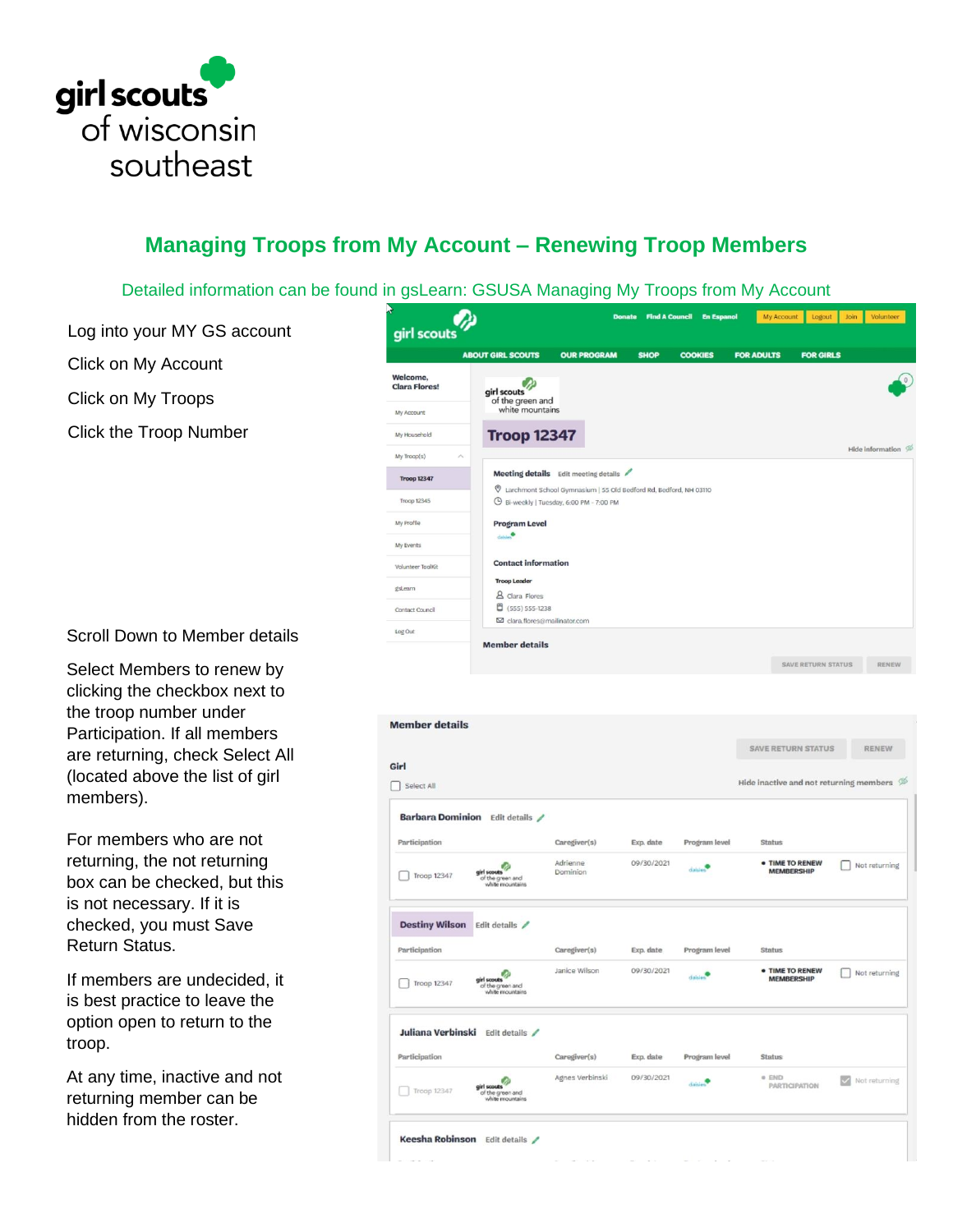girl scouts of wisconsin southeast

## Managing Troops from My Account – Renewing Troop Members

Detailed information can be found in gsLearn: GSUSA Managing My Troops from My Account

Log into your MY GS account

Click on My Account

Click on My Troops

Click the Troop Number

Scroll Down to Member details

Select Members to renew by clicking the checkbox next to the troop number under Participation. If all members are returning, check Select All (located above the list of girl members).

For members who are not returning, the not returning box can be checked, but this is not necessary. If it is checked, you must Save Return Status.

If members are undecided, it is best practice to leave the option open to return to the troop.

At any time, inactive and not returning member can be hidden from the roster.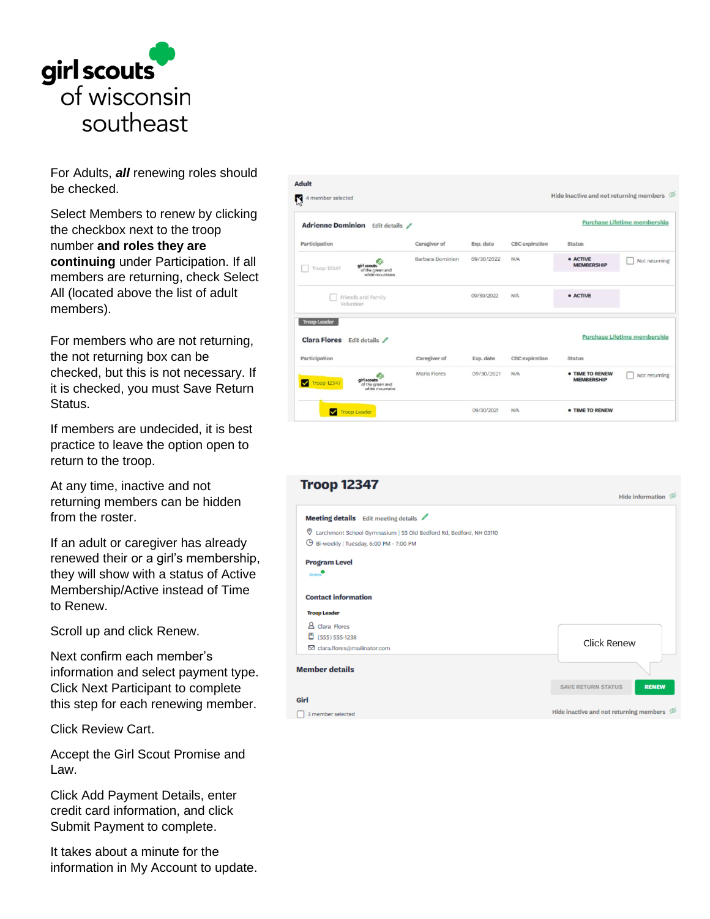girl scouts of wisconsin southeast

For Adults, ***all*** renewing roles should be checked.

Select Members to renew by clicking the checkbox next to the troop number **and roles they are continuing** under Participation. If all members are returning, check Select All (located above the list of adult members).

For members who are not returning, the not returning box can be checked, but this is not necessary. If it is checked, you must Save Return Status.

If members are undecided, it is best practice to leave the option open to return to the troop.

At any time, inactive and not returning members can be hidden from the roster.

If an adult or caregiver has already renewed their or a girl's membership, they will show with a status of Active Membership/Active instead of Time to Renew.

Scroll up and click Renew.

Next confirm each member's information and select payment type. Click Next Participant to complete this step for each renewing member.

Click Review Cart.

Accept the Girl Scout Promise and Law.

Click Add Payment Details, enter credit card information, and click Submit Payment to complete.

It takes about a minute for the information in My Account to update.

Adult

4 member selected — Hide inactive and not returning members

**Adrienne Dominion** Edit details — Purchase Lifetime membership

| Participation | Caregiver of | Exp. date | CBC expiration | Status | |
|---|---|---|---|---|---|
| Troop 12347 | Barbara Dominion | 09/30/2022 | N/A | ACTIVE MEMBERSHIP | Not returning |
| Friends and Family Volunteer | | 09/30/2022 | N/A | ACTIVE | |

Troop Leader

**Clara Flores** Edit details — Purchase Lifetime membership

| Participation | Caregiver of | Exp. date | CBC expiration | Status | |
|---|---|---|---|---|---|
| Troop 12347 | Maria Flores | 09/30/2021 | N/A | TIME TO RENEW MEMBERSHIP | Not returning |
| Troop Leader | | 09/30/2021 | N/A | TIME TO RENEW | |

**Troop 12347**

Hide information

**Meeting details** Edit meeting details

Larchmont School Gymnasium | 55 Old Bedford Rd, Bedford, NH 03110

Bi-weekly | Tuesday, 6:00 PM - 7:00 PM

**Program Level**

daisies

**Contact information**

Troop Leader

Clara Flores

(555) 555-1238

clara.flores@mailinator.com

Click Renew

**Member details**

SAVE RETURN STATUS — RENEW

Girl

3 member selected — Hide inactive and not returning members